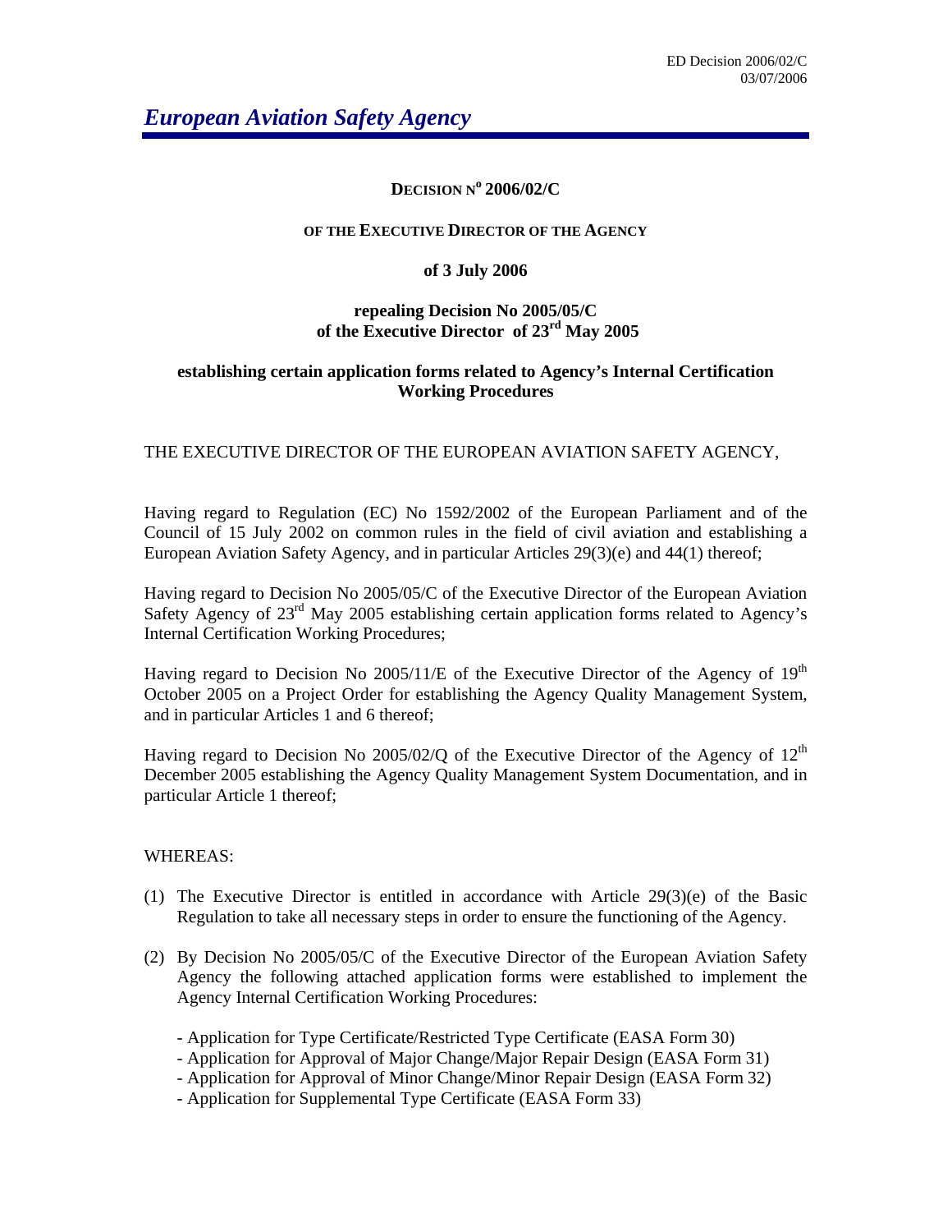*European Aviation Safety Agency*

**DECISION N° 2006/02/C**

**OF THE EXECUTIVE DIRECTOR OF THE AGENCY**

**of 3 July 2006**

**repealing Decision No 2005/05/C of the Executive Director of 23rd May 2005**

**establishing certain application forms related to Agency's Internal Certification Working Procedures**

THE EXECUTIVE DIRECTOR OF THE EUROPEAN AVIATION SAFETY AGENCY,

Having regard to Regulation (EC) No 1592/2002 of the European Parliament and of the Council of 15 July 2002 on common rules in the field of civil aviation and establishing a European Aviation Safety Agency, and in particular Articles 29(3)(e) and 44(1) thereof;

Having regard to Decision No 2005/05/C of the Executive Director of the European Aviation Safety Agency of 23rd May 2005 establishing certain application forms related to Agency's Internal Certification Working Procedures;

Having regard to Decision No 2005/11/E of the Executive Director of the Agency of 19th October 2005 on a Project Order for establishing the Agency Quality Management System, and in particular Articles 1 and 6 thereof;

Having regard to Decision No 2005/02/Q of the Executive Director of the Agency of 12th December 2005 establishing the Agency Quality Management System Documentation, and in particular Article 1 thereof;

WHEREAS:

(1) The Executive Director is entitled in accordance with Article 29(3)(e) of the Basic Regulation to take all necessary steps in order to ensure the functioning of the Agency.

(2) By Decision No 2005/05/C of the Executive Director of the European Aviation Safety Agency the following attached application forms were established to implement the Agency Internal Certification Working Procedures:

- Application for Type Certificate/Restricted Type Certificate (EASA Form 30)
- Application for Approval of Major Change/Major Repair Design (EASA Form 31)
- Application for Approval of Minor Change/Minor Repair Design (EASA Form 32)
- Application for Supplemental Type Certificate (EASA Form 33)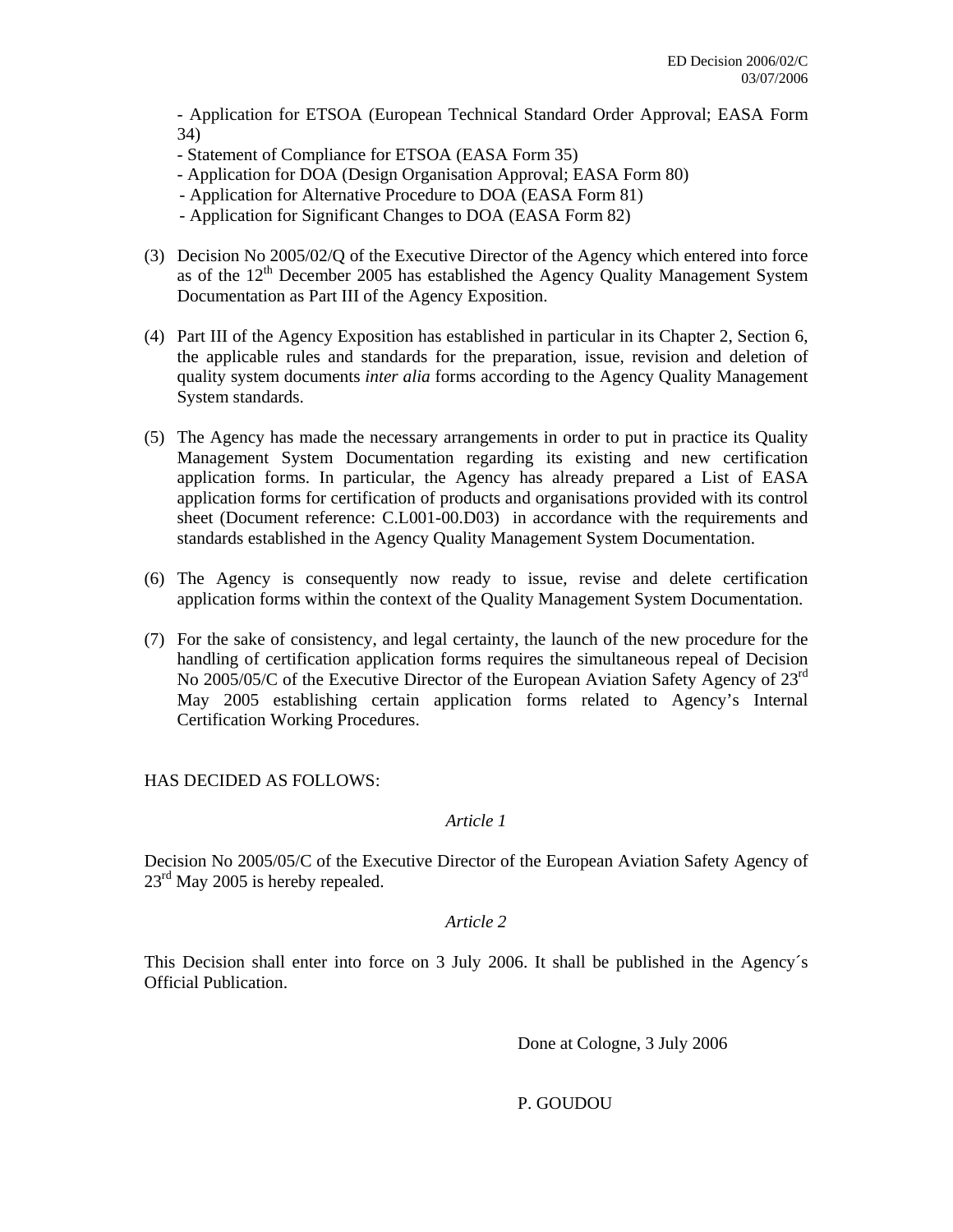- Application for ETSOA (European Technical Standard Order Approval; EASA Form 34)
- Statement of Compliance for ETSOA (EASA Form 35)
- Application for DOA (Design Organisation Approval; EASA Form 80)
- Application for Alternative Procedure to DOA (EASA Form 81)
- Application for Significant Changes to DOA (EASA Form 82)

(3) Decision No 2005/02/Q of the Executive Director of the Agency which entered into force as of the 12th December 2005 has established the Agency Quality Management System Documentation as Part III of the Agency Exposition.

(4) Part III of the Agency Exposition has established in particular in its Chapter 2, Section 6, the applicable rules and standards for the preparation, issue, revision and deletion of quality system documents *inter alia* forms according to the Agency Quality Management System standards.

(5) The Agency has made the necessary arrangements in order to put in practice its Quality Management System Documentation regarding its existing and new certification application forms. In particular, the Agency has already prepared a List of EASA application forms for certification of products and organisations provided with its control sheet (Document reference: C.L001-00.D03) in accordance with the requirements and standards established in the Agency Quality Management System Documentation.

(6) The Agency is consequently now ready to issue, revise and delete certification application forms within the context of the Quality Management System Documentation.

(7) For the sake of consistency, and legal certainty, the launch of the new procedure for the handling of certification application forms requires the simultaneous repeal of Decision No 2005/05/C of the Executive Director of the European Aviation Safety Agency of 23rd May 2005 establishing certain application forms related to Agency's Internal Certification Working Procedures.

HAS DECIDED AS FOLLOWS:

*Article 1*

Decision No 2005/05/C of the Executive Director of the European Aviation Safety Agency of 23rd May 2005 is hereby repealed.

*Article 2*

This Decision shall enter into force on 3 July 2006. It shall be published in the Agency´s Official Publication.

Done at Cologne, 3 July 2006

P. GOUDOU